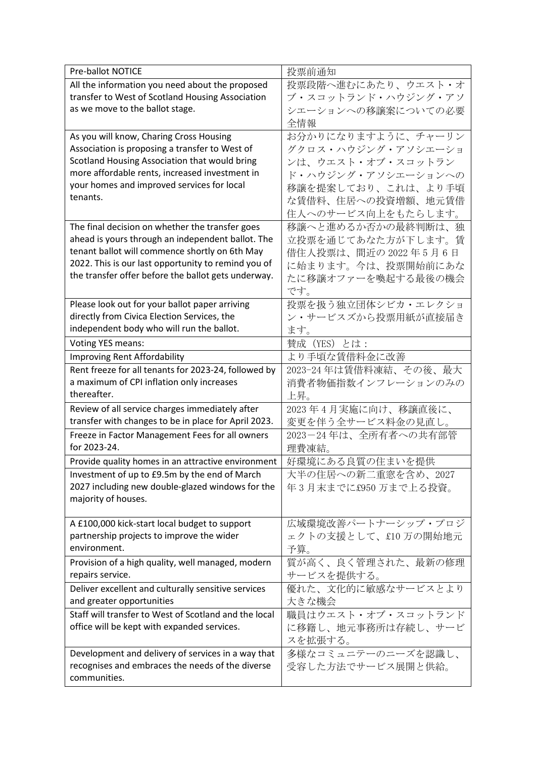| Pre-ballot NOTICE | 投票前通知 |
| --- | --- |
| All the information you need about the proposed transfer to West of Scotland Housing Association as we move to the ballot stage. | 投票段階へ進むにあたり、ウエスト・オブ・スコットランド・ハウジング・アソシエーションへの移譲案についての必要全情報 |
| As you will know, Charing Cross Housing Association is proposing a transfer to West of Scotland Housing Association that would bring more affordable rents, increased investment in your homes and improved services for local tenants. | お分かりになりますように、チャーリングクロス・ハウジング・アソシエーションは、ウエスト・オブ・スコットランド・ハウジング・アソシエーションへの移譲を提案しており、これは、より手頃な賃借料、住居への投資増額、地元賃借住人へのサービス向上をもたらします。 |
| The final decision on whether the transfer goes ahead is yours through an independent ballot. The tenant ballot will commence shortly on 6th May 2022. This is our last opportunity to remind you of the transfer offer before the ballot gets underway. | 移譲へと進めるか否かの最終判断は、独立投票を通じてあなた方が下します。賃借住人投票は、間近の 2022 年 5 月 6 日に始まります。今は、投票開始前にあなたに移譲オファーを喚起する最後の機会です。 |
| Please look out for your ballot paper arriving directly from Civica Election Services, the independent body who will run the ballot. | 投票を扱う独立団体シビカ・エレクション・サービスズから投票用紙が直接届きます。 |
| Voting YES means: | 賛成（YES）とは： |
| Improving Rent Affordability | より手頃な賃借料金に改善 |
| Rent freeze for all tenants for 2023-24, followed by a maximum of CPI inflation only increases thereafter. | 2023-24 年は賃借料凍結、その後、最大消費者物価指数インフレーションのみの上昇。 |
| Review of all service charges immediately after transfer with changes to be in place for April 2023. | 2023 年 4 月実施に向け、移譲直後に、変更を伴う全サービス料金の見直し。 |
| Freeze in Factor Management Fees for all owners for 2023-24. | 2023－24 年は、全所有者への共有部管理費凍結。 |
| Provide quality homes in an attractive environment | 好環境にある良質の住まいを提供 |
| Investment of up to £9.5m by the end of March 2027 including new double-glazed windows for the majority of houses. | 大半の住居への新二重窓を含め、2027 年 3 月末までに£950 万まで上る投資。 |
| A £100,000 kick-start local budget to support partnership projects to improve the wider environment. | 広域環境改善パートナーシップ・プロジェクトの支援として、£10 万の開始地元予算。 |
| Provision of a high quality, well managed, modern repairs service. | 質が高く、良く管理された、最新の修理サービスを提供する。 |
| Deliver excellent and culturally sensitive services and greater opportunities | 優れた、文化的に敏感なサービスとより大きな機会 |
| Staff will transfer to West of Scotland and the local office will be kept with expanded services. | 職員はウエスト・オブ・スコットランドに移籍し、地元事務所は存続し、サービスを拡張する。 |
| Development and delivery of services in a way that recognises and embraces the needs of the diverse communities. | 多様なコミュニテーのニーズを認識し、受容した方法でサービス展開と供給。 |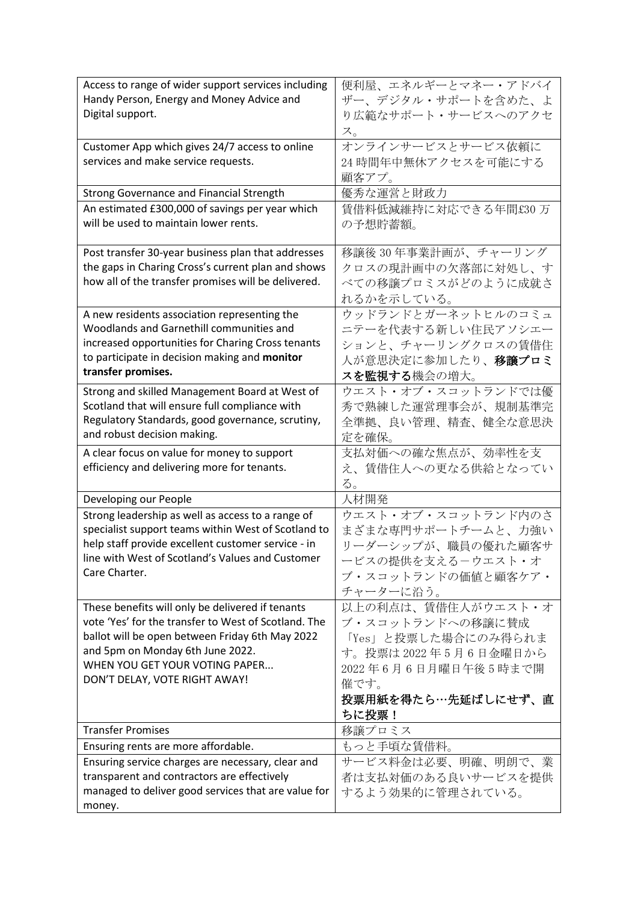| Access to range of wider support services including Handy Person, Energy and Money Advice and Digital support. | 便利屋、エネルギーとマネー・アドバイザー、デジタル・サポートを含めた、より広範なサポート・サービスへのアクセス。 |
|---|---|
| Customer App which gives 24/7 access to online services and make service requests. | オンラインサービスとサービス依頼に24時間年中無休アクセスを可能にする顧客アプ。 |
| Strong Governance and Financial Strength | 優秀な運営と財政力 |
| An estimated £300,000 of savings per year which will be used to maintain lower rents. | 賃借料低減維持に対応できる年間£30万の予想貯蓄額。 |
| Post transfer 30-year business plan that addresses the gaps in Charing Cross's current plan and shows how all of the transfer promises will be delivered. | 移譲後30年事業計画が、チャーリングクロスの現計画中の欠落部に対処し、すべての移譲プロミスがどのように成就されるかを示している。 |
| A new residents association representing the Woodlands and Garnethill communities and increased opportunities for Charing Cross tenants to participate in decision making and **monitor transfer promises.** | ウッドランドとガーネットヒルのコミュニテーを代表する新しい住民アソシエーションと、チャーリングクロスの賃借住人が意思決定に参加したり、**移譲プロミスを監視する**機会の増大。 |
| Strong and skilled Management Board at West of Scotland that will ensure full compliance with Regulatory Standards, good governance, scrutiny, and robust decision making. | ウエスト・オブ・スコットランドでは優秀で熟練した運営理事会が、規制基準完全準拠、良い管理、精査、健全な意思決定を確保。 |
| A clear focus on value for money to support efficiency and delivering more for tenants. | 支払対価への確な焦点が、効率性を支え、賃借住人への更なる供給となっている。 |
| Developing our People | 人材開発 |
| Strong leadership as well as access to a range of specialist support teams within West of Scotland to help staff provide excellent customer service - in line with West of Scotland's Values and Customer Care Charter. | ウエスト・オブ・スコットランド内のさまざまな専門サポートチームと、力強いリーダーシップが、職員の優れた顧客サービスの提供を支えるーウエスト・オブ・スコットランドの価値と顧客ケア・チャーターに沿う。 |
| These benefits will only be delivered if tenants vote 'Yes' for the transfer to West of Scotland. The ballot will be open between Friday 6th May 2022 and 5pm on Monday 6th June 2022.<br>WHEN YOU GET YOUR VOTING PAPER...<br>DON'T DELAY, VOTE RIGHT AWAY! | 以上の利点は、賃借住人がウエスト・オブ・スコットランドへの移譲に賛成「Yes」と投票した場合にのみ得られます。投票は2022年5月6日金曜日から2022年6月6日月曜日午後5時まで開催です。<br>**投票用紙を得たら…先延ばしにせず、直ちに投票！** |
| Transfer Promises | 移譲プロミス |
| Ensuring rents are more affordable. | もっと手頃な賃借料。 |
| Ensuring service charges are necessary, clear and transparent and contractors are effectively managed to deliver good services that are value for money. | サービス料金は必要、明確、明朗で、業者は支払対価のある良いサービスを提供するよう効果的に管理されている。 |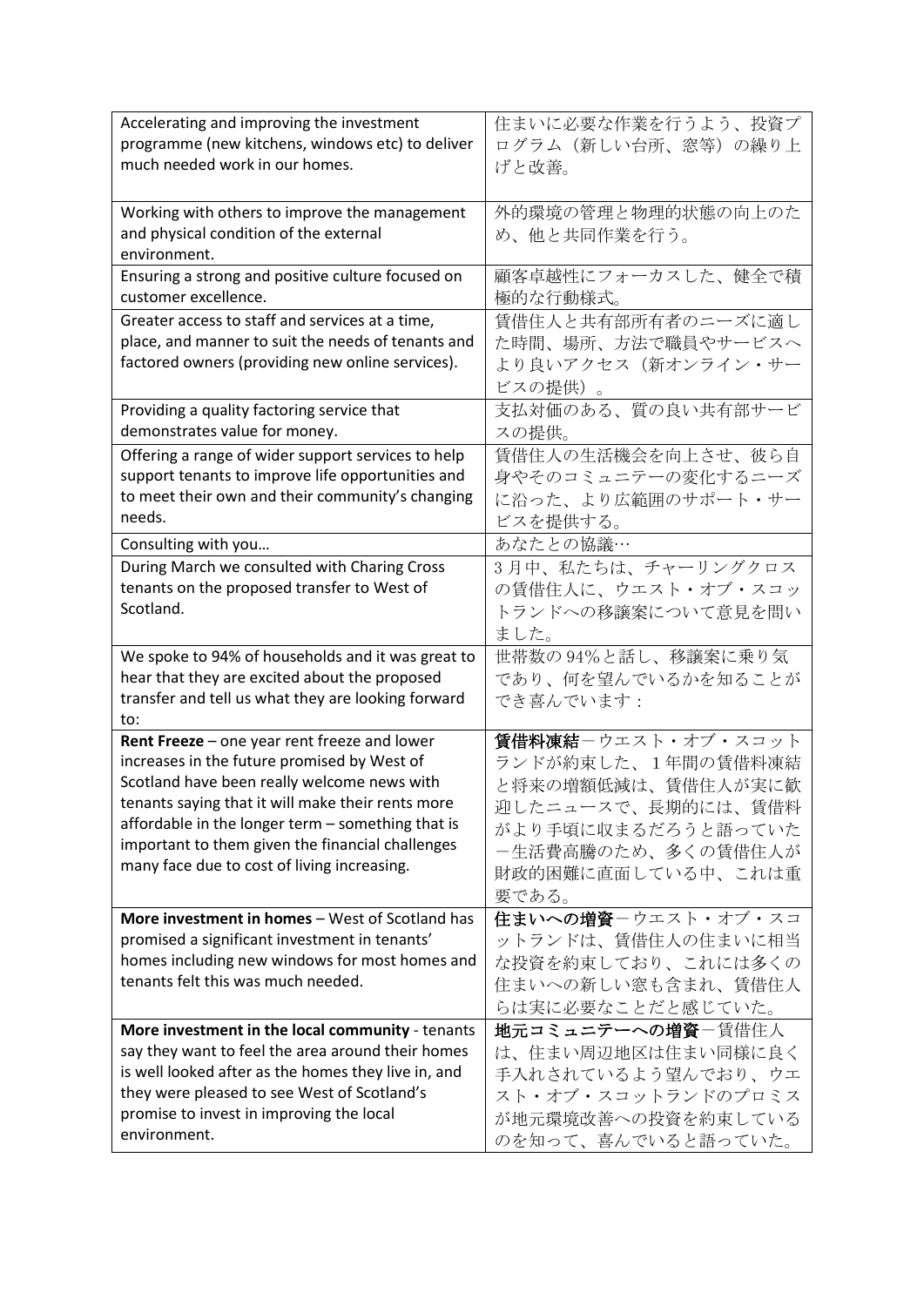| Accelerating and improving the investment programme (new kitchens, windows etc) to deliver much needed work in our homes. | 住まいに必要な作業を行うよう、投資プログラム（新しい台所、窓等）の繰り上げと改善。 |
|---|---|
| Working with others to improve the management and physical condition of the external environment. | 外的環境の管理と物理的状態の向上のため、他と共同作業を行う。 |
| Ensuring a strong and positive culture focused on customer excellence. | 顧客卓越性にフォーカスした、健全で積極的な行動様式。 |
| Greater access to staff and services at a time, place, and manner to suit the needs of tenants and factored owners (providing new online services). | 賃借人と共有部所有者のニーズに適した時間、場所、方法で職員やサービスへより良いアクセス（新オンライン・サービスの提供）。 |
| Providing a quality factoring service that demonstrates value for money. | 支払対価のある、質の良い共有部サービスの提供。 |
| Offering a range of wider support services to help support tenants to improve life opportunities and to meet their own and their community's changing needs. | 賃借人の生活機会を向上させ、彼ら自身やそのコミュニテーの変化するニーズに沿った、より広範囲のサポート・サービスを提供する。 |
| Consulting with you… | あなたとの協議… |
| During March we consulted with Charing Cross tenants on the proposed transfer to West of Scotland. | 3月中、私たちは、チャーリングクロスの賃借住人に、ウエスト・オブ・スコットランドへの移譲案について意見を問いました。 |
| We spoke to 94% of households and it was great to hear that they are excited about the proposed transfer and tell us what they are looking forward to: | 世帯数の94%と話し、移譲案に乗り気であり、何を望んでいるかを知ることができ喜んでいます： |
| **Rent Freeze** – one year rent freeze and lower increases in the future promised by West of Scotland have been really welcome news with tenants saying that it will make their rents more affordable in the longer term – something that is important to them given the financial challenges many face due to cost of living increasing. | **賃借料凍結**－ウエスト・オブ・スコットランドが約束した、1年間の賃借料凍結と将来の増額低減は、賃借住人が実に歓迎したニュースで、長期的には、賃借料がより手頃に収まるだろうと語っていた－生活費高騰のため、多くの賃借住人が財政的困難に直面している中、これは重要である。 |
| **More investment in homes** – West of Scotland has promised a significant investment in tenants' homes including new windows for most homes and tenants felt this was much needed. | **住まいへの増資**－ウエスト・オブ・スコットランドは、賃借住人の住まいに相当な投資を約束しており、これには多くの住まいへの新しい窓も含まれ、賃借住人らは実に必要なことだと感じていた。 |
| **More investment in the local community** - tenants say they want to feel the area around their homes is well looked after as the homes they live in, and they were pleased to see West of Scotland's promise to invest in improving the local environment. | **地元コミュニテーへの増資**－賃借住人は、住まい周辺地区は住まい同様に良く手入れされているよう望んでおり、ウエスト・オブ・スコットランドのプロミスが地元環境改善への投資を約束しているのを知って、喜んでいると語っていた。 |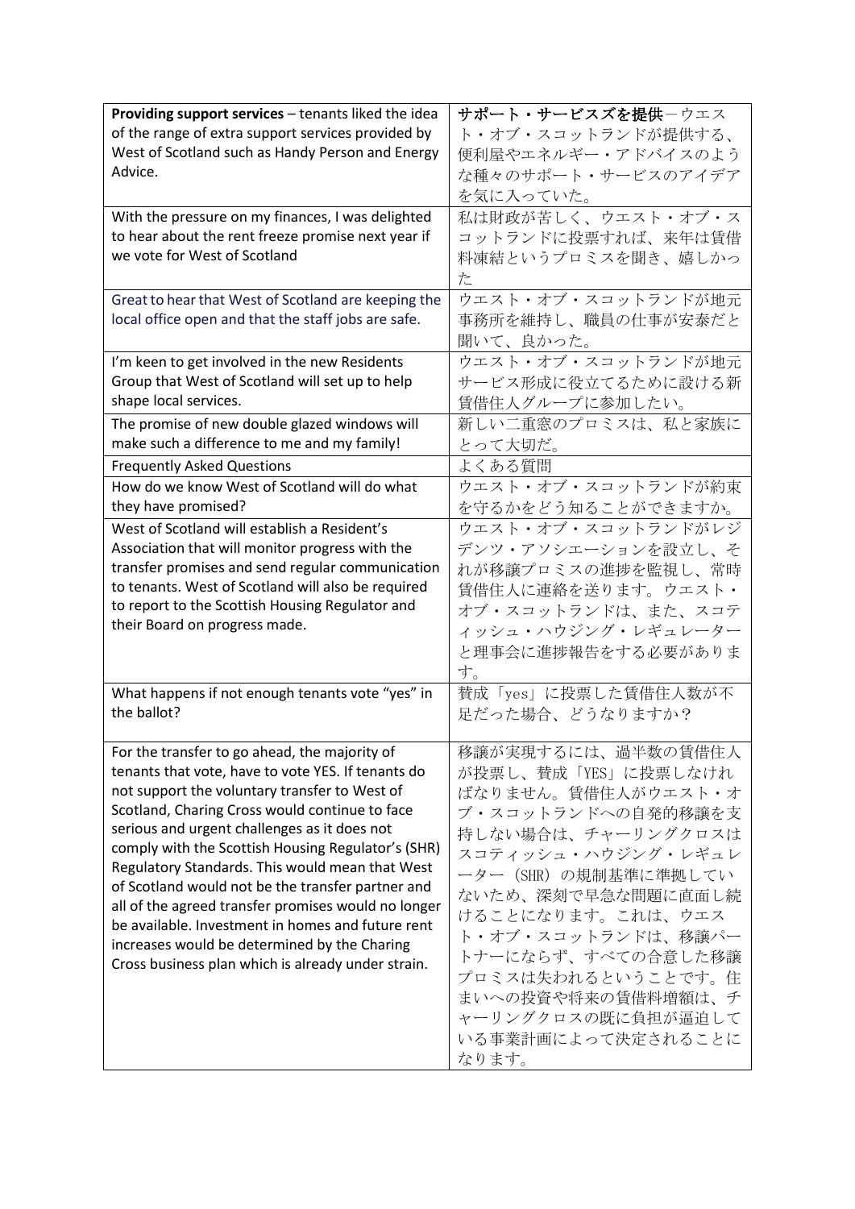| **Providing support services** – tenants liked the idea of the range of extra support services provided by West of Scotland such as Handy Person and Energy Advice. | **サポート・サービスズを提供**－ウエスト・オブ・スコットランドが提供する、便利屋やエネルギー・アドバイスのような種々のサポート・サービスのアイデアを気に入っていた。 |
|---|---|
| With the pressure on my finances, I was delighted to hear about the rent freeze promise next year if we vote for West of Scotland | 私は財政が苦しく、ウエスト・オブ・スコットランドに投票すれば、来年は賃借料凍結というプロミスを聞き、嬉しかった |
| Great to hear that West of Scotland are keeping the local office open and that the staff jobs are safe. | ウエスト・オブ・スコットランドが地元事務所を維持し、職員の仕事が安泰だと聞いて、良かった。 |
| I'm keen to get involved in the new Residents Group that West of Scotland will set up to help shape local services. | ウエスト・オブ・スコットランドが地元サービス形成に役立てるために設ける新賃借住人グループに参加したい。 |
| The promise of new double glazed windows will make such a difference to me and my family! | 新しい二重窓のプロミスは、私と家族にとって大切だ。 |
| Frequently Asked Questions | よくある質問 |
| How do we know West of Scotland will do what they have promised? | ウエスト・オブ・スコットランドが約束を守るかをどう知ることができますか。 |
| West of Scotland will establish a Resident's Association that will monitor progress with the transfer promises and send regular communication to tenants. West of Scotland will also be required to report to the Scottish Housing Regulator and their Board on progress made. | ウエスト・オブ・スコットランドがレジデンツ・アソシエーションを設立し、それが移譲プロミスの進捗を監視し、常時賃借住人に連絡を送ります。ウエスト・オブ・スコットランドは、また、スコティッシュ・ハウジング・レギュレーターと理事会に進捗報告をする必要があります。 |
| What happens if not enough tenants vote "yes" in the ballot? | 賛成「yes」に投票した賃借住人数が不足だった場合、どうなりますか？ |
| For the transfer to go ahead, the majority of tenants that vote, have to vote YES. If tenants do not support the voluntary transfer to West of Scotland, Charing Cross would continue to face serious and urgent challenges as it does not comply with the Scottish Housing Regulator's (SHR) Regulatory Standards. This would mean that West of Scotland would not be the transfer partner and all of the agreed transfer promises would no longer be available. Investment in homes and future rent increases would be determined by the Charing Cross business plan which is already under strain. | 移譲が実現するには、過半数の賃借住人が投票し、賛成「YES」に投票しなければなりません。賃借住人がウエスト・オブ・スコットランドへの自発的移譲を支持しない場合は、チャーリングクロスはスコティッシュ・ハウジング・レギュレーター（SHR）の規制基準に準拠していないため、深刻で早急な問題に直面し続けることになります。これは、ウエスト・オブ・スコットランドは、移譲パートナーにならず、すべての合意した移譲プロミスは失われるということです。住まいへの投資や将来の賃借料増額は、チャーリングクロスの既に負担が逼迫している事業計画によって決定されることになります。 |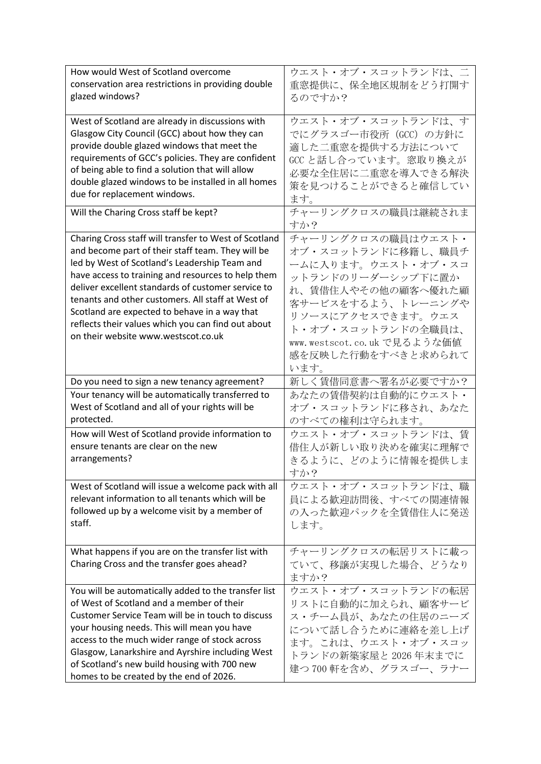| | |
|---|---|
| How would West of Scotland overcome conservation area restrictions in providing double glazed windows? | ウエスト・オブ・スコットランドは、二重窓提供に、保全地区規制をどう打開するのですか？ |
| West of Scotland are already in discussions with Glasgow City Council (GCC) about how they can provide double glazed windows that meet the requirements of GCC's policies. They are confident of being able to find a solution that will allow double glazed windows to be installed in all homes due for replacement windows. | ウエスト・オブ・スコットランドは、すでにグラスゴー市役所（GCC）の方針に適した二重窓を提供する方法についてGCCと話し合っています。窓取り換えが必要な全住居に二重窓を導入できる解決策を見つけることができると確信しています。 |
| Will the Charing Cross staff be kept? | チャーリングクロスの職員は継続されますか？ |
| Charing Cross staff will transfer to West of Scotland and become part of their staff team. They will be led by West of Scotland's Leadership Team and have access to training and resources to help them deliver excellent standards of customer service to tenants and other customers. All staff at West of Scotland are expected to behave in a way that reflects their values which you can find out about on their website www.westscot.co.uk | チャーリングクロスの職員はウエスト・オブ・スコットランドに移籍し、職員チームに入ります。ウエスト・オブ・スコットランドのリーダーシップ下に置かれ、賃借住人やその他の顧客へ優れた顧客サービスをするよう、トレーニングやリソースにアクセスできます。ウエスト・オブ・スコットランドの全職員は、www.westscot.co.uk で見るような価値感を反映した行動をすべきと求められています。 |
| Do you need to sign a new tenancy agreement? | 新しく賃借同意書へ署名が必要ですか？ |
| Your tenancy will be automatically transferred to West of Scotland and all of your rights will be protected. | あなたの賃借契約は自動的にウエスト・オブ・スコットランドに移され、あなたのすべての権利は守られます。 |
| How will West of Scotland provide information to ensure tenants are clear on the new arrangements? | ウエスト・オブ・スコットランドは、賃借住人が新しい取り決めを確実に理解できるように、どのように情報を提供しますか？ |
| West of Scotland will issue a welcome pack with all relevant information to all tenants which will be followed up by a welcome visit by a member of staff. | ウエスト・オブ・スコットランドは、職員による歓迎訪問後、すべての関連情報の入った歓迎パックを全賃借住人に発送します。 |
| What happens if you are on the transfer list with Charing Cross and the transfer goes ahead? | チャーリングクロスの転居リストに載っていて、移譲が実現した場合、どうなりますか？ |
| You will be automatically added to the transfer list of West of Scotland and a member of their Customer Service Team will be in touch to discuss your housing needs. This will mean you have access to the much wider range of stock across Glasgow, Lanarkshire and Ayrshire including West of Scotland's new build housing with 700 new homes to be created by the end of 2026. | ウエスト・オブ・スコットランドの転居リストに自動的に加えられ、顧客サービス・チーム員が、あなたの住居のニーズについて話し合うために連絡を差し上げます。これは、ウエスト・オブ・スコットランドの新築家屋と 2026 年末までに建つ 700 軒を含め、グラスゴー、ラナー |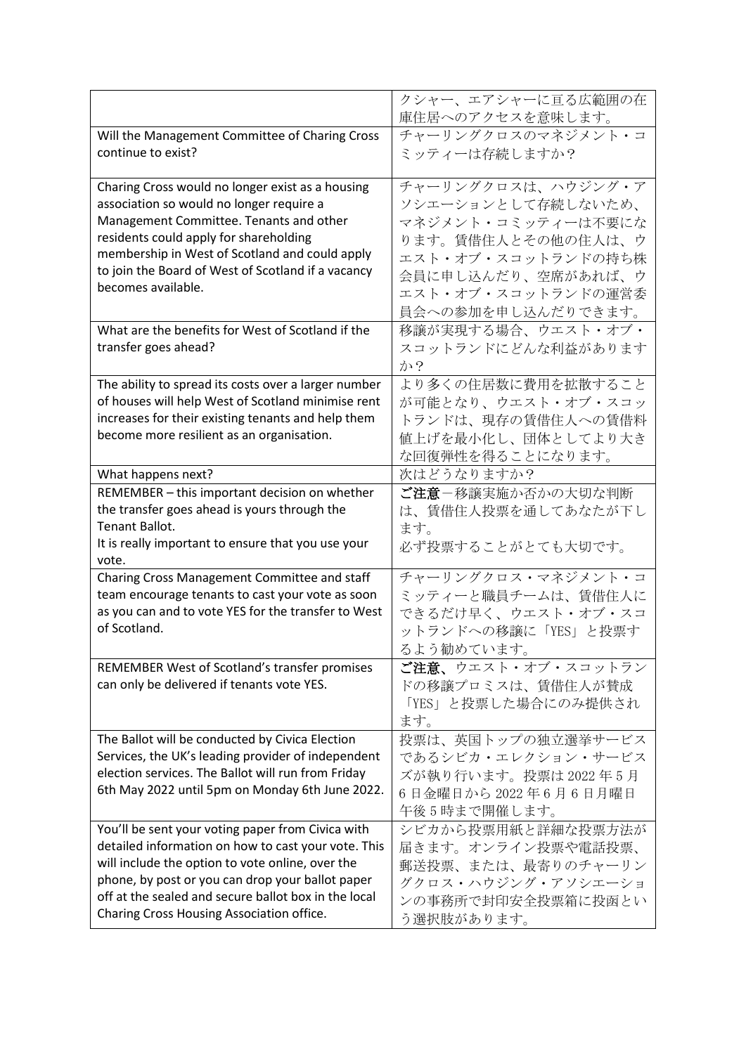| | |
|---|---|
| | クシャー、エアシャーに亘る広範囲の在庫住居へのアクセスを意味します。 |
| Will the Management Committee of Charing Cross continue to exist? | チャーリングクロスのマネジメント・コミッティーは存続しますか？ |
| Charing Cross would no longer exist as a housing association so would no longer require a Management Committee. Tenants and other residents could apply for shareholding membership in West of Scotland and could apply to join the Board of West of Scotland if a vacancy becomes available. | チャーリングクロスは、ハウジング・アソシエーションとして存続しないため、マネジメント・コミッティーは不要になります。賃借人とその他の住人は、ウエスト・オブ・スコットランドの持ち株会員に申し込んだり、空席があれば、ウエスト・オブ・スコットランドの運営委員会への参加を申し込んだりできます。 |
| What are the benefits for West of Scotland if the transfer goes ahead? | 移譲が実現する場合、ウエスト・オブ・スコットランドにどんな利益がありますか？ |
| The ability to spread its costs over a larger number of houses will help West of Scotland minimise rent increases for their existing tenants and help them become more resilient as an organisation. | より多くの住居数に費用を拡散することが可能となり、ウエスト・オブ・スコットランドは、現存の賃借住人への賃借料値上げを最小化し、団体としてより大きな回復弾性を得ることになります。 |
| What happens next? | 次はどうなりますか？ |
| REMEMBER – this important decision on whether the transfer goes ahead is yours through the Tenant Ballot.<br>It is really important to ensure that you use your vote. | **ご注意**－移譲実施か否かの大切な判断は、賃借住人投票を通してあなたが下します。<br>必ず投票することがとても大切です。 |
| Charing Cross Management Committee and staff team encourage tenants to cast your vote as soon as you can and to vote YES for the transfer to West of Scotland. | チャーリングクロス・マネジメント・コミッティーと職員チームは、賃借住人にできるだけ早く、ウエスト・オブ・スコットランドへの移譲に「YES」と投票するよう勧めています。 |
| REMEMBER West of Scotland's transfer promises can only be delivered if tenants vote YES. | **ご注意**、ウエスト・オブ・スコットランドの移譲プロミスは、賃借住人が賛成「YES」と投票した場合にのみ提供されます。 |
| The Ballot will be conducted by Civica Election Services, the UK's leading provider of independent election services. The Ballot will run from Friday 6th May 2022 until 5pm on Monday 6th June 2022. | 投票は、英国トップの独立選挙サービスであるシビカ・エレクション・サービスズが執り行います。投票は 2022 年 5 月 6 日金曜日から 2022 年 6 月 6 日月曜日午後 5 時まで開催します。 |
| You'll be sent your voting paper from Civica with detailed information on how to cast your vote. This will include the option to vote online, over the phone, by post or you can drop your ballot paper off at the sealed and secure ballot box in the local Charing Cross Housing Association office. | シビカから投票用紙と詳細な投票方法が届きます。オンライン投票や電話投票、郵送投票、または、最寄りのチャーリングクロス・ハウジング・アソシエーションの事務所で封印安全投票箱に投函という選択肢があります。 |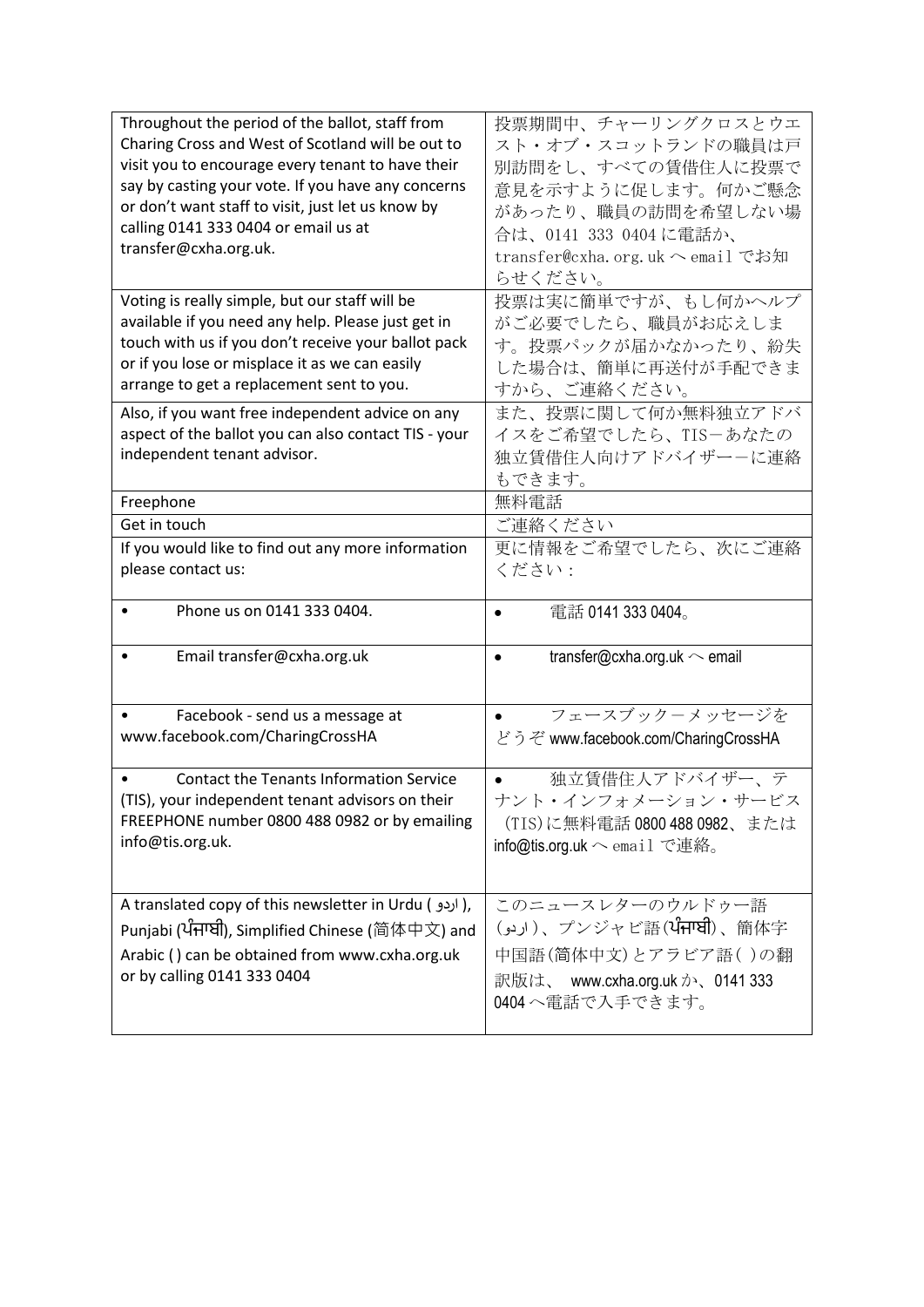| | |
|---|---|
| Throughout the period of the ballot, staff from Charing Cross and West of Scotland will be out to visit you to encourage every tenant to have their say by casting your vote. If you have any concerns or don't want staff to visit, just let us know by calling 0141 333 0404 or email us at transfer@cxha.org.uk. | 投票期間中、チャーリングクロスとウエスト・オブ・スコットランドの職員は戸別訪問をし、すべての賃借住人に投票で意見を示すように促します。何かご懸念があったり、職員の訪問を希望しない場合は、0141 333 0404 に電話か、transfer@cxha.org.uk へ email でお知らせください。 |
| Voting is really simple, but our staff will be available if you need any help. Please just get in touch with us if you don't receive your ballot pack or if you lose or misplace it as we can easily arrange to get a replacement sent to you. | 投票は実に簡単ですが、もし何かヘルプがご必要でしたら、職員がお応えします。投票パックが届かなかったり、紛失した場合は、簡単に再送付が手配できますから、ご連絡ください。 |
| Also, if you want free independent advice on any aspect of the ballot you can also contact TIS - your independent tenant advisor. | また、投票に関して何か無料独立アドバイスをご希望でしたら、TIS－あなたの独立賃借住人向けアドバイザー－に連絡もできます。 |
| Freephone | 無料電話 |
| Get in touch | ご連絡ください |
| If you would like to find out any more information please contact us: | 更に情報をご希望でしたら、次にご連絡ください： |
| • Phone us on 0141 333 0404. | • 電話 0141 333 0404。 |
| • Email transfer@cxha.org.uk | • transfer@cxha.org.uk へ email |
| • Facebook - send us a message at www.facebook.com/CharingCrossHA | • フェースブック－メッセージをどうぞ www.facebook.com/CharingCrossHA |
| • Contact the Tenants Information Service (TIS), your independent tenant advisors on their FREEPHONE number 0800 488 0982 or by emailing info@tis.org.uk. | • 独立賃借住人アドバイザー、テナント・インフォメーション・サービス（TIS）に無料電話 0800 488 0982、または info@tis.org.uk へ email で連絡。 |
| A translated copy of this newsletter in Urdu ( اردو ), Punjabi (ਪੰਜਾਬੀ), Simplified Chinese (简体中文) and Arabic ( ) can be obtained from www.cxha.org.uk or by calling 0141 333 0404 | このニュースレターのウルドゥー語（اردو）、プンジャビ語(ਪੰਜਾਬੀ)、簡体字中国語(简体中文)とアラビア語( )の翻訳版は、 www.cxha.org.uk か、0141 333 0404 へ電話で入手できます。 |